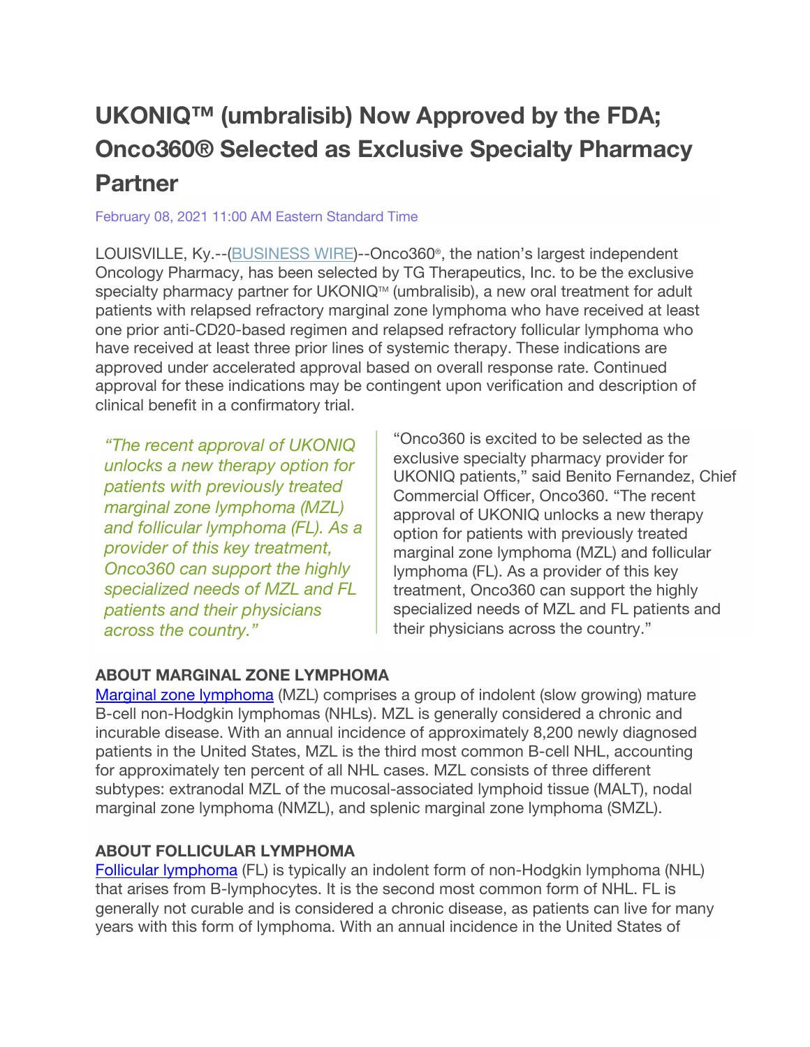# UKONIQ™ (umbralisib) Now Approved by the FDA; Onco360® Selected as Exclusive Specialty Pharmacy Partner

February 08, 2021 11:00 AM Eastern Standard Time

LOUISVILLE, Ky.--(BUSINESS WIRE)--Onco360®, the nation's largest independent Oncology Pharmacy, has been selected by TG Therapeutics, Inc. to be the exclusive specialty pharmacy partner for UKONIQ™ (umbralisib), a new oral treatment for adult patients with relapsed refractory marginal zone lymphoma who have received at least one prior anti-CD20-based regimen and relapsed refractory follicular lymphoma who have received at least three prior lines of systemic therapy. These indications are approved under accelerated approval based on overall response rate. Continued approval for these indications may be contingent upon verification and description of clinical benefit in a confirmatory trial.

*"The recent approval of UKONIQ unlocks a new therapy option for patients with previously treated marginal zone lymphoma (MZL) and follicular lymphoma (FL). As a provider of this key treatment, Onco360 can support the highly specialized needs of MZL and FL patients and their physicians across the country."*

"Onco360 is excited to be selected as the exclusive specialty pharmacy provider for UKONIQ patients," said Benito Fernandez, Chief Commercial Officer, Onco360. "The recent approval of UKONIQ unlocks a new therapy option for patients with previously treated marginal zone lymphoma (MZL) and follicular lymphoma (FL). As a provider of this key treatment, Onco360 can support the highly specialized needs of MZL and FL patients and their physicians across the country."

## ABOUT MARGINAL ZONE LYMPHOMA

Marginal zone lymphoma (MZL) comprises a group of indolent (slow growing) mature B-cell non-Hodgkin lymphomas (NHLs). MZL is generally considered a chronic and incurable disease. With an annual incidence of approximately 8,200 newly diagnosed patients in the United States, MZL is the third most common B-cell NHL, accounting for approximately ten percent of all NHL cases. MZL consists of three different subtypes: extranodal MZL of the mucosal-associated lymphoid tissue (MALT), nodal marginal zone lymphoma (NMZL), and splenic marginal zone lymphoma (SMZL).

## ABOUT FOLLICULAR LYMPHOMA

Follicular lymphoma (FL) is typically an indolent form of non-Hodgkin lymphoma (NHL) that arises from B-lymphocytes. It is the second most common form of NHL. FL is generally not curable and is considered a chronic disease, as patients can live for many years with this form of lymphoma. With an annual incidence in the United States of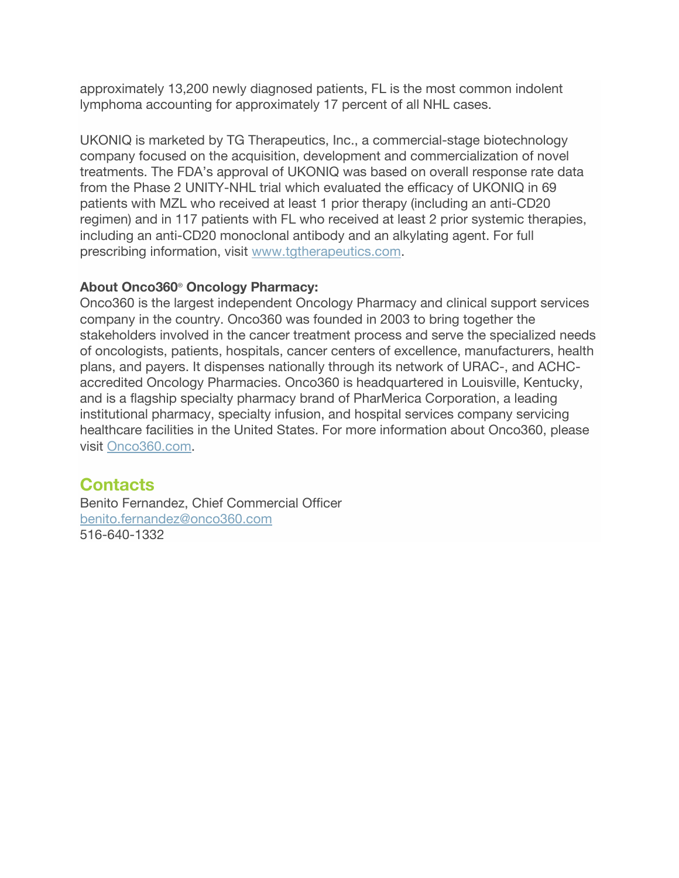approximately 13,200 newly diagnosed patients, FL is the most common indolent lymphoma accounting for approximately 17 percent of all NHL cases.

UKONIQ is marketed by TG Therapeutics, Inc., a commercial-stage biotechnology company focused on the acquisition, development and commercialization of novel treatments. The FDA's approval of UKONIQ was based on overall response rate data from the Phase 2 UNITY-NHL trial which evaluated the efficacy of UKONIQ in 69 patients with MZL who received at least 1 prior therapy (including an anti-CD20 regimen) and in 117 patients with FL who received at least 2 prior systemic therapies, including an anti-CD20 monoclonal antibody and an alkylating agent. For full prescribing information, visit [www.tgtherapeutics.com](http://www.tgtherapeutics.com).

**About Onco360® Oncology Pharmacy:**

Onco360 is the largest independent Oncology Pharmacy and clinical support services company in the country. Onco360 was founded in 2003 to bring together the stakeholders involved in the cancer treatment process and serve the specialized needs of oncologists, patients, hospitals, cancer centers of excellence, manufacturers, health plans, and payers. It dispenses nationally through its network of URAC-, and ACHC-accredited Oncology Pharmacies. Onco360 is headquartered in Louisville, Kentucky, and is a flagship specialty pharmacy brand of PharMerica Corporation, a leading institutional pharmacy, specialty infusion, and hospital services company servicing healthcare facilities in the United States. For more information about Onco360, please visit [Onco360.com](http://Onco360.com).

## Contacts

Benito Fernandez, Chief Commercial Officer
[benito.fernandez@onco360.com](mailto:benito.fernandez@onco360.com)
516-640-1332